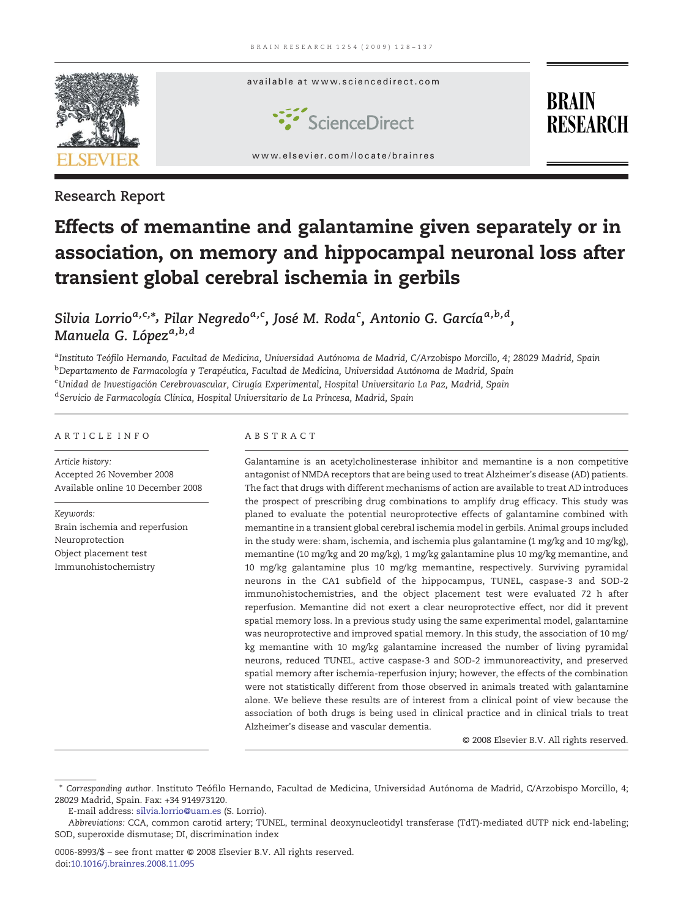Research Report

# Effects of memantine and galantamine given separately or in association, on memory and hippocampal neuronal loss after transient global cerebral ischemia in gerbils

Silvia Lorrio[a,c,*], Pilar Negredo[a,c], José M. Roda[c], Antonio G. García[a,b,d], Manuela G. López[a,b,d]

[a]Instituto Teófilo Hernando, Facultad de Medicina, Universidad Autónoma de Madrid, C/Arzobispo Morcillo, 4; 28029 Madrid, Spain
[b]Departamento de Farmacología y Terapéutica, Facultad de Medicina, Universidad Autónoma de Madrid, Spain
[c]Unidad de Investigación Cerebrovascular, Cirugía Experimental, Hospital Universitario La Paz, Madrid, Spain
[d]Servicio de Farmacología Clínica, Hospital Universitario de La Princesa, Madrid, Spain

## ARTICLE INFO

*Article history:*
Accepted 26 November 2008
Available online 10 December 2008

*Keywords:*
Brain ischemia and reperfusion
Neuroprotection
Object placement test
Immunohistochemistry

## ABSTRACT

Galantamine is an acetylcholinesterase inhibitor and memantine is a non competitive antagonist of NMDA receptors that are being used to treat Alzheimer's disease (AD) patients. The fact that drugs with different mechanisms of action are available to treat AD introduces the prospect of prescribing drug combinations to amplify drug efficacy. This study was planed to evaluate the potential neuroprotective effects of galantamine combined with memantine in a transient global cerebral ischemia model in gerbils. Animal groups included in the study were: sham, ischemia, and ischemia plus galantamine (1 mg/kg and 10 mg/kg), memantine (10 mg/kg and 20 mg/kg), 1 mg/kg galantamine plus 10 mg/kg memantine, and 10 mg/kg galantamine plus 10 mg/kg memantine, respectively. Surviving pyramidal neurons in the CA1 subfield of the hippocampus, TUNEL, caspase-3 and SOD-2 immunohistochemistries, and the object placement test were evaluated 72 h after reperfusion. Memantine did not exert a clear neuroprotective effect, nor did it prevent spatial memory loss. In a previous study using the same experimental model, galantamine was neuroprotective and improved spatial memory. In this study, the association of 10 mg/kg memantine with 10 mg/kg galantamine increased the number of living pyramidal neurons, reduced TUNEL, active caspase-3 and SOD-2 immunoreactivity, and preserved spatial memory after ischemia-reperfusion injury; however, the effects of the combination were not statistically different from those observed in animals treated with galantamine alone. We believe these results are of interest from a clinical point of view because the association of both drugs is being used in clinical practice and in clinical trials to treat Alzheimer's disease and vascular dementia.

© 2008 Elsevier B.V. All rights reserved.

---

\* *Corresponding author.* Instituto Teófilo Hernando, Facultad de Medicina, Universidad Autónoma de Madrid, C/Arzobispo Morcillo, 4; 28029 Madrid, Spain. Fax: +34 914973120.

E-mail address: silvia.lorrio@uam.es (S. Lorrio).

*Abbreviations:* CCA, common carotid artery; TUNEL, terminal deoxynucleotidyl transferase (TdT)-mediated dUTP nick end-labeling; SOD, superoxide dismutase; DI, discrimination index

0006-8993/$ – see front matter © 2008 Elsevier B.V. All rights reserved.
doi:10.1016/j.brainres.2008.11.095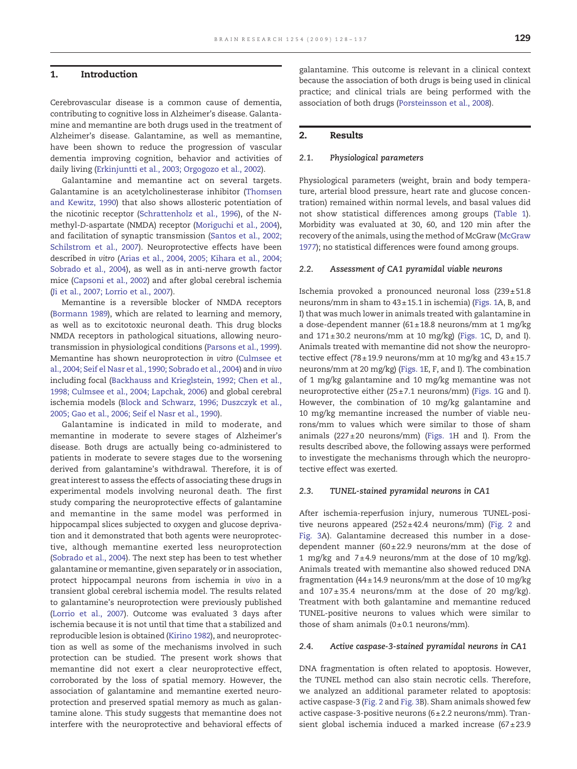## 1. Introduction

Cerebrovascular disease is a common cause of dementia, contributing to cognitive loss in Alzheimer's disease. Galantamine and memantine are both drugs used in the treatment of Alzheimer's disease. Galantamine, as well as memantine, have been shown to reduce the progression of vascular dementia improving cognition, behavior and activities of daily living (Erkinjuntti et al., 2003; Orgogozo et al., 2002).

Galantamine and memantine act on several targets. Galantamine is an acetylcholinesterase inhibitor (Thomsen and Kewitz, 1990) that also shows allosteric potentiation of the nicotinic receptor (Schrattenholz et al., 1996), of the *N*-methyl-*D*-aspartate (NMDA) receptor (Moriguchi et al., 2004), and facilitation of synaptic transmission (Santos et al., 2002; Schilstrom et al., 2007). Neuroprotective effects have been described *in vitro* (Arias et al., 2004, 2005; Kihara et al., 2004; Sobrado et al., 2004), as well as in anti-nerve growth factor mice (Capsoni et al., 2002) and after global cerebral ischemia (Ji et al., 2007; Lorrio et al., 2007).

Memantine is a reversible blocker of NMDA receptors (Bormann 1989), which are related to learning and memory, as well as to excitotoxic neuronal death. This drug blocks NMDA receptors in pathological situations, allowing neurotransmission in physiological conditions (Parsons et al., 1999). Memantine has shown neuroprotection *in vitro* (Culmsee et al., 2004; Seif el Nasr et al., 1990; Sobrado et al., 2004) and *in vivo* including focal (Backhauss and Krieglstein, 1992; Chen et al., 1998; Culmsee et al., 2004; Lapchak, 2006) and global cerebral ischemia models (Block and Schwarz, 1996; Duszczyk et al., 2005; Gao et al., 2006; Seif el Nasr et al., 1990).

Galantamine is indicated in mild to moderate, and memantine in moderate to severe stages of Alzheimer's disease. Both drugs are actually being co-administered to patients in moderate to severe stages due to the worsening derived from galantamine's withdrawal. Therefore, it is of great interest to assess the effects of associating these drugs in experimental models involving neuronal death. The first study comparing the neuroprotective effects of galantamine and memantine in the same model was performed in hippocampal slices subjected to oxygen and glucose deprivation and it demonstrated that both agents were neuroprotective, although memantine exerted less neuroprotection (Sobrado et al., 2004). The next step has been to test whether galantamine or memantine, given separately or in association, protect hippocampal neurons from ischemia *in vivo* in a transient global cerebral ischemia model. The results related to galantamine's neuroprotection were previously published (Lorrio et al., 2007). Outcome was evaluated 3 days after ischemia because it is not until that time that a stabilized and reproducible lesion is obtained (Kirino 1982), and neuroprotection as well as some of the mechanisms involved in such protection can be studied. The present work shows that memantine did not exert a clear neuroprotective effect, corroborated by the loss of spatial memory. However, the association of galantamine and memantine exerted neuroprotection and preserved spatial memory as much as galantamine alone. This study suggests that memantine does not interfere with the neuroprotective and behavioral effects of galantamine. This outcome is relevant in a clinical context because the association of both drugs is being used in clinical practice; and clinical trials are being performed with the association of both drugs (Porsteinsson et al., 2008).

## 2. Results

### 2.1. Physiological parameters

Physiological parameters (weight, brain and body temperature, arterial blood pressure, heart rate and glucose concentration) remained within normal levels, and basal values did not show statistical differences among groups (Table 1). Morbidity was evaluated at 30, 60, and 120 min after the recovery of the animals, using the method of McGraw (McGraw 1977); no statistical differences were found among groups.

### 2.2. Assessment of CA1 pyramidal viable neurons

Ischemia provoked a pronounced neuronal loss (239±51.8 neurons/mm in sham to 43±15.1 in ischemia) (Figs. 1A, B, and I) that was much lower in animals treated with galantamine in a dose-dependent manner (61±18.8 neurons/mm at 1 mg/kg and 171±30.2 neurons/mm at 10 mg/kg) (Figs. 1C, D, and I). Animals treated with memantine did not show the neuroprotective effect (78±19.9 neurons/mm at 10 mg/kg and 43±15.7 neurons/mm at 20 mg/kg) (Figs. 1E, F, and I). The combination of 1 mg/kg galantamine and 10 mg/kg memantine was not neuroprotective either (25±7.1 neurons/mm) (Figs. 1G and I). However, the combination of 10 mg/kg galantamine and 10 mg/kg memantine increased the number of viable neurons/mm to values which were similar to those of sham animals (227±20 neurons/mm) (Figs. 1H and I). From the results described above, the following assays were performed to investigate the mechanisms through which the neuroprotective effect was exerted.

### 2.3. TUNEL-stained pyramidal neurons in CA1

After ischemia-reperfusion injury, numerous TUNEL-positive neurons appeared (252±42.4 neurons/mm) (Fig. 2 and Fig. 3A). Galantamine decreased this number in a dose-dependent manner (60±22.9 neurons/mm at the dose of 1 mg/kg and 7±4.9 neurons/mm at the dose of 10 mg/kg). Animals treated with memantine also showed reduced DNA fragmentation (44±14.9 neurons/mm at the dose of 10 mg/kg and 107±35.4 neurons/mm at the dose of 20 mg/kg). Treatment with both galantamine and memantine reduced TUNEL-positive neurons to values which were similar to those of sham animals (0±0.1 neurons/mm).

### 2.4. Active caspase-3-stained pyramidal neurons in CA1

DNA fragmentation is often related to apoptosis. However, the TUNEL method can also stain necrotic cells. Therefore, we analyzed an additional parameter related to apoptosis: active caspase-3 (Fig. 2 and Fig. 3B). Sham animals showed few active caspase-3-positive neurons (6±2.2 neurons/mm). Transient global ischemia induced a marked increase (67±23.9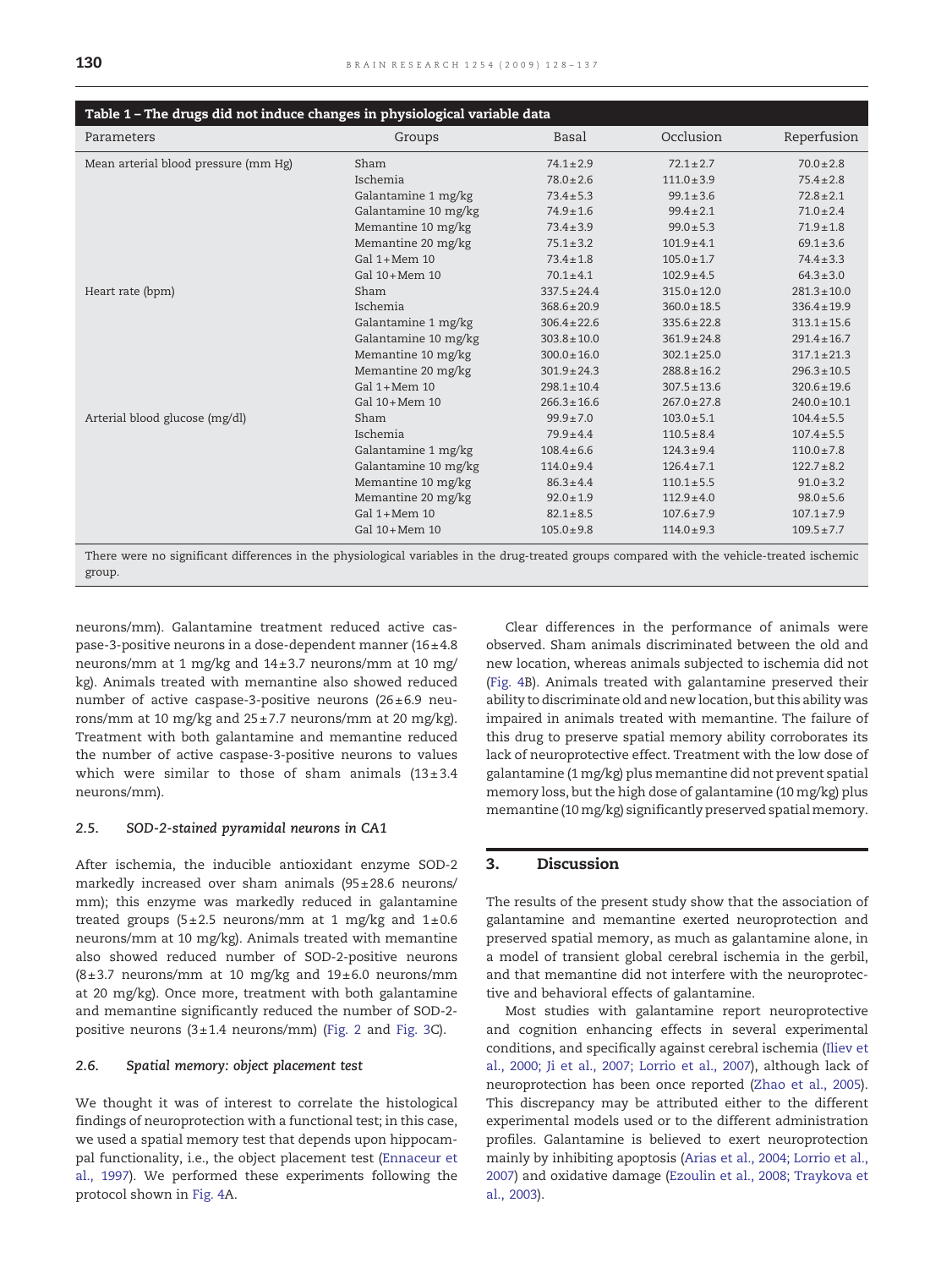**Table 1 – The drugs did not induce changes in physiological variable data**

| Parameters | Groups | Basal | Occlusion | Reperfusion |
|---|---|---|---|---|
| Mean arterial blood pressure (mm Hg) | Sham | 74.1±2.9 | 72.1±2.7 | 70.0±2.8 |
| | Ischemia | 78.0±2.6 | 111.0±3.9 | 75.4±2.8 |
| | Galantamine 1 mg/kg | 73.4±5.3 | 99.1±3.6 | 72.8±2.1 |
| | Galantamine 10 mg/kg | 74.9±1.6 | 99.4±2.1 | 71.0±2.4 |
| | Memantine 10 mg/kg | 73.4±3.9 | 99.0±5.3 | 71.9±1.8 |
| | Memantine 20 mg/kg | 75.1±3.2 | 101.9±4.1 | 69.1±3.6 |
| | Gal 1+Mem 10 | 73.4±1.8 | 105.0±1.7 | 74.4±3.3 |
| | Gal 10+Mem 10 | 70.1±4.1 | 102.9±4.5 | 64.3±3.0 |
| Heart rate (bpm) | Sham | 337.5±24.4 | 315.0±12.0 | 281.3±10.0 |
| | Ischemia | 368.6±20.9 | 360.0±18.5 | 336.4±19.9 |
| | Galantamine 1 mg/kg | 306.4±22.6 | 335.6±22.8 | 313.1±15.6 |
| | Galantamine 10 mg/kg | 303.8±10.0 | 361.9±24.8 | 291.4±16.7 |
| | Memantine 10 mg/kg | 300.0±16.0 | 302.1±25.0 | 317.1±21.3 |
| | Memantine 20 mg/kg | 301.9±24.3 | 288.8±16.2 | 296.3±10.5 |
| | Gal 1+Mem 10 | 298.1±10.4 | 307.5±13.6 | 320.6±19.6 |
| | Gal 10+Mem 10 | 266.3±16.6 | 267.0±27.8 | 240.0±10.1 |
| Arterial blood glucose (mg/dl) | Sham | 99.9±7.0 | 103.0±5.1 | 104.4±5.5 |
| | Ischemia | 79.9±4.4 | 110.5±8.4 | 107.4±5.5 |
| | Galantamine 1 mg/kg | 108.4±6.6 | 124.3±9.4 | 110.0±7.8 |
| | Galantamine 10 mg/kg | 114.0±9.4 | 126.4±7.1 | 122.7±8.2 |
| | Memantine 10 mg/kg | 86.3±4.4 | 110.1±5.5 | 91.0±3.2 |
| | Memantine 20 mg/kg | 92.0±1.9 | 112.9±4.0 | 98.0±5.6 |
| | Gal 1+Mem 10 | 82.1±8.5 | 107.6±7.9 | 107.1±7.9 |
| | Gal 10+Mem 10 | 105.0±9.8 | 114.0±9.3 | 109.5±7.7 |

There were no significant differences in the physiological variables in the drug-treated groups compared with the vehicle-treated ischemic group.

neurons/mm). Galantamine treatment reduced active caspase-3-positive neurons in a dose-dependent manner (16±4.8 neurons/mm at 1 mg/kg and 14±3.7 neurons/mm at 10 mg/kg). Animals treated with memantine also showed reduced number of active caspase-3-positive neurons (26±6.9 neurons/mm at 10 mg/kg and 25±7.7 neurons/mm at 20 mg/kg). Treatment with both galantamine and memantine reduced the number of active caspase-3-positive neurons to values which were similar to those of sham animals (13±3.4 neurons/mm).

### 2.5. *SOD-2-stained pyramidal neurons in CA1*

After ischemia, the inducible antioxidant enzyme SOD-2 markedly increased over sham animals (95±28.6 neurons/mm); this enzyme was markedly reduced in galantamine treated groups (5±2.5 neurons/mm at 1 mg/kg and 1±0.6 neurons/mm at 10 mg/kg). Animals treated with memantine also showed reduced number of SOD-2-positive neurons (8±3.7 neurons/mm at 10 mg/kg and 19±6.0 neurons/mm at 20 mg/kg). Once more, treatment with both galantamine and memantine significantly reduced the number of SOD-2-positive neurons (3±1.4 neurons/mm) (Fig. 2 and Fig. 3C).

### 2.6. *Spatial memory: object placement test*

We thought it was of interest to correlate the histological findings of neuroprotection with a functional test; in this case, we used a spatial memory test that depends upon hippocampal functionality, i.e., the object placement test (Ennaceur et al., 1997). We performed these experiments following the protocol shown in Fig. 4A.

Clear differences in the performance of animals were observed. Sham animals discriminated between the old and new location, whereas animals subjected to ischemia did not (Fig. 4B). Animals treated with galantamine preserved their ability to discriminate old and new location, but this ability was impaired in animals treated with memantine. The failure of this drug to preserve spatial memory ability corroborates its lack of neuroprotective effect. Treatment with the low dose of galantamine (1 mg/kg) plus memantine did not prevent spatial memory loss, but the high dose of galantamine (10 mg/kg) plus memantine (10 mg/kg) significantly preserved spatial memory.

## 3. Discussion

The results of the present study show that the association of galantamine and memantine exerted neuroprotection and preserved spatial memory, as much as galantamine alone, in a model of transient global cerebral ischemia in the gerbil, and that memantine did not interfere with the neuroprotective and behavioral effects of galantamine.

Most studies with galantamine report neuroprotective and cognition enhancing effects in several experimental conditions, and specifically against cerebral ischemia (Iliev et al., 2000; Ji et al., 2007; Lorrio et al., 2007), although lack of neuroprotection has been once reported (Zhao et al., 2005). This discrepancy may be attributed either to the different experimental models used or to the different administration profiles. Galantamine is believed to exert neuroprotection mainly by inhibiting apoptosis (Arias et al., 2004; Lorrio et al., 2007) and oxidative damage (Ezoulin et al., 2008; Traykova et al., 2003).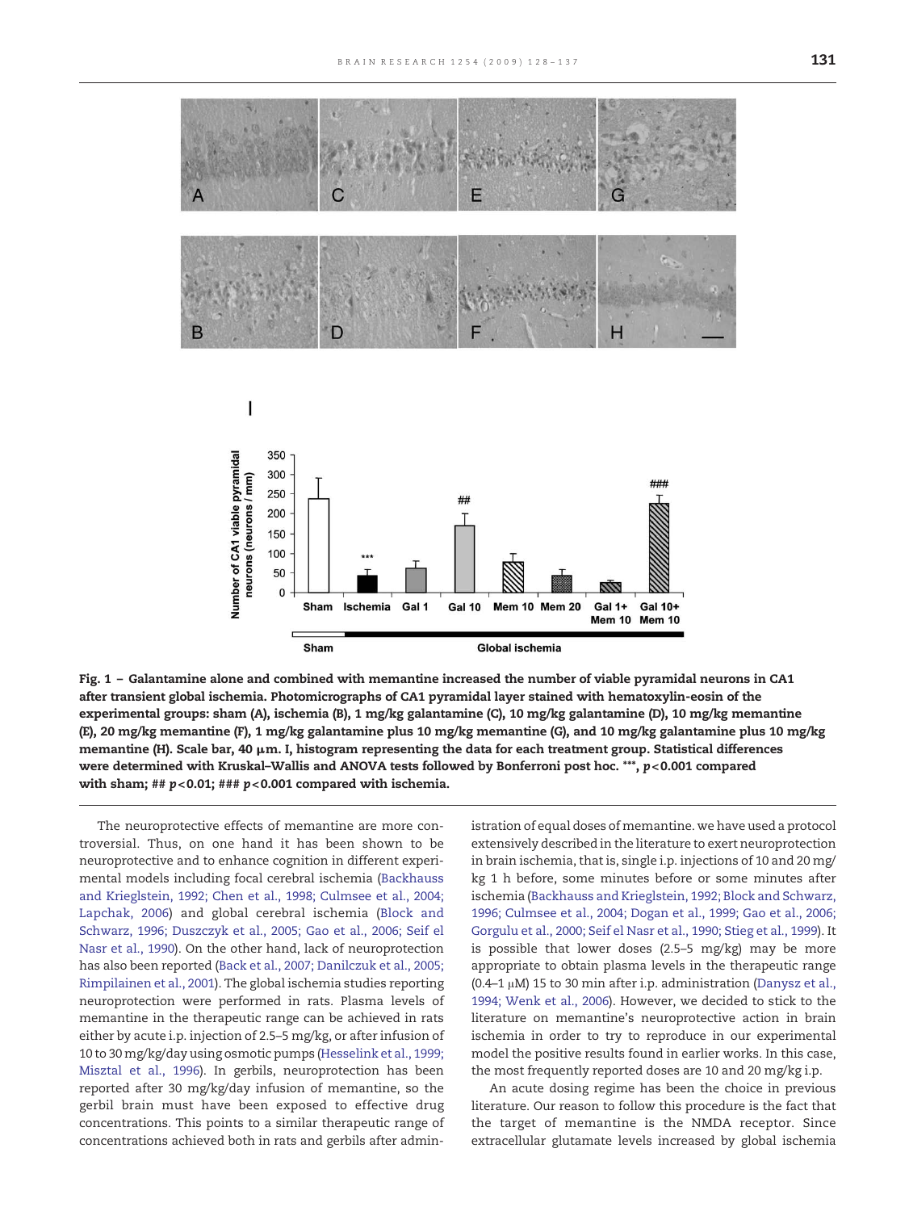Fig. 1 – Galantamine alone and combined with memantine increased the number of viable pyramidal neurons in CA1 after transient global ischemia. Photomicrographs of CA1 pyramidal layer stained with hematoxylin-eosin of the experimental groups: sham (A), ischemia (B), 1 mg/kg galantamine (C), 10 mg/kg galantamine (D), 10 mg/kg memantine (E), 20 mg/kg memantine (F), 1 mg/kg galantamine plus 10 mg/kg memantine (G), and 10 mg/kg galantamine plus 10 mg/kg memantine (H). Scale bar, 40 μm. I, histogram representing the data for each treatment group. Statistical differences were determined with Kruskal–Wallis and ANOVA tests followed by Bonferroni post hoc. ***, $p<0.001$ compared with sham; ## $p<0.01$; ### $p<0.001$ compared with ischemia.

The neuroprotective effects of memantine are more controversial. Thus, on one hand it has been shown to be neuroprotective and to enhance cognition in different experimental models including focal cerebral ischemia (Backhauss and Krieglstein, 1992; Chen et al., 1998; Culmsee et al., 2004; Lapchak, 2006) and global cerebral ischemia (Block and Schwarz, 1996; Duszczyk et al., 2005; Gao et al., 2006; Seif el Nasr et al., 1990). On the other hand, lack of neuroprotection has also been reported (Back et al., 2007; Danilczuk et al., 2005; Rimpilainen et al., 2001). The global ischemia studies reporting neuroprotection were performed in rats. Plasma levels of memantine in the therapeutic range can be achieved in rats either by acute i.p. injection of 2.5–5 mg/kg, or after infusion of 10 to 30 mg/kg/day using osmotic pumps (Hesselink et al., 1999; Misztal et al., 1996). In gerbils, neuroprotection has been reported after 30 mg/kg/day infusion of memantine, so the gerbil brain must have been exposed to effective drug concentrations. This points to a similar therapeutic range of concentrations achieved both in rats and gerbils after administration of equal doses of memantine. we have used a protocol extensively described in the literature to exert neuroprotection in brain ischemia, that is, single i.p. injections of 10 and 20 mg/kg 1 h before, some minutes before or some minutes after ischemia (Backhauss and Krieglstein, 1992; Block and Schwarz, 1996; Culmsee et al., 2004; Dogan et al., 1999; Gao et al., 2006; Gorgulu et al., 2000; Seif el Nasr et al., 1990; Stieg et al., 1999). It is possible that lower doses (2.5–5 mg/kg) may be more appropriate to obtain plasma levels in the therapeutic range (0.4–1 μM) 15 to 30 min after i.p. administration (Danysz et al., 1994; Wenk et al., 2006). However, we decided to stick to the literature on memantine's neuroprotective action in brain ischemia in order to try to reproduce in our experimental model the positive results found in earlier works. In this case, the most frequently reported doses are 10 and 20 mg/kg i.p.

An acute dosing regime has been the choice in previous literature. Our reason to follow this procedure is the fact that the target of memantine is the NMDA receptor. Since extracellular glutamate levels increased by global ischemia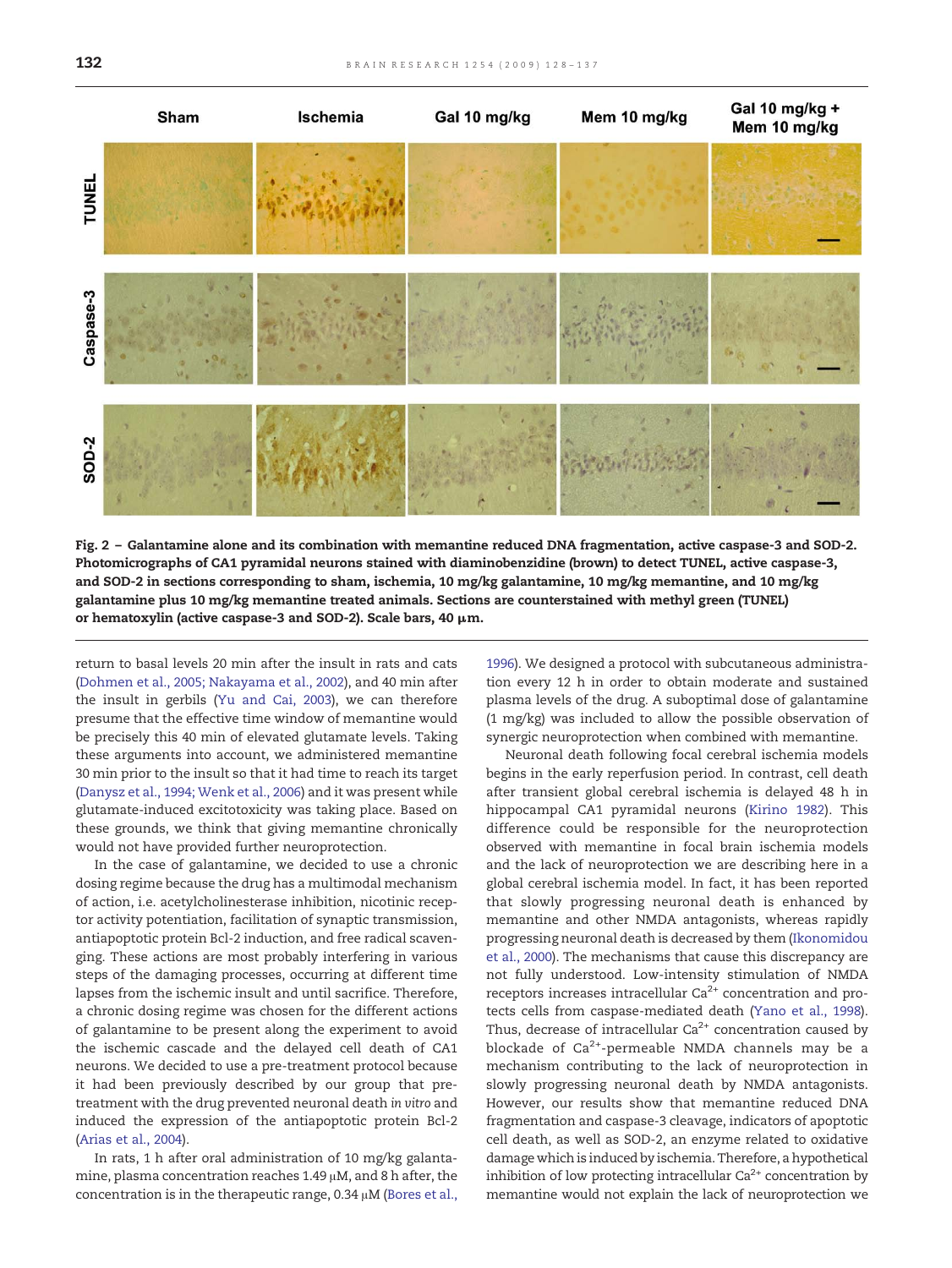**Fig. 2 – Galantamine alone and its combination with memantine reduced DNA fragmentation, active caspase-3 and SOD-2. Photomicrographs of CA1 pyramidal neurons stained with diaminobenzidine (brown) to detect TUNEL, active caspase-3, and SOD-2 in sections corresponding to sham, ischemia, 10 mg/kg galantamine, 10 mg/kg memantine, and 10 mg/kg galantamine plus 10 mg/kg memantine treated animals. Sections are counterstained with methyl green (TUNEL) or hematoxylin (active caspase-3 and SOD-2). Scale bars, 40 μm.**

return to basal levels 20 min after the insult in rats and cats (Dohmen et al., 2005; Nakayama et al., 2002), and 40 min after the insult in gerbils (Yu and Cai, 2003), we can therefore presume that the effective time window of memantine would be precisely this 40 min of elevated glutamate levels. Taking these arguments into account, we administered memantine 30 min prior to the insult so that it had time to reach its target (Danysz et al., 1994; Wenk et al., 2006) and it was present while glutamate-induced excitotoxicity was taking place. Based on these grounds, we think that giving memantine chronically would not have provided further neuroprotection.

In the case of galantamine, we decided to use a chronic dosing regime because the drug has a multimodal mechanism of action, i.e. acetylcholinesterase inhibition, nicotinic receptor activity potentiation, facilitation of synaptic transmission, antiapoptotic protein Bcl-2 induction, and free radical scavenging. These actions are most probably interfering in various steps of the damaging processes, occurring at different time lapses from the ischemic insult and until sacrifice. Therefore, a chronic dosing regime was chosen for the different actions of galantamine to be present along the experiment to avoid the ischemic cascade and the delayed cell death of CA1 neurons. We decided to use a pre-treatment protocol because it had been previously described by our group that pre-treatment with the drug prevented neuronal death *in vitro* and induced the expression of the antiapoptotic protein Bcl-2 (Arias et al., 2004).

In rats, 1 h after oral administration of 10 mg/kg galantamine, plasma concentration reaches 1.49 μM, and 8 h after, the concentration is in the therapeutic range, 0.34 μM (Bores et al., 1996). We designed a protocol with subcutaneous administration every 12 h in order to obtain moderate and sustained plasma levels of the drug. A suboptimal dose of galantamine (1 mg/kg) was included to allow the possible observation of synergic neuroprotection when combined with memantine.

Neuronal death following focal cerebral ischemia models begins in the early reperfusion period. In contrast, cell death after transient global cerebral ischemia is delayed 48 h in hippocampal CA1 pyramidal neurons (Kirino 1982). This difference could be responsible for the neuroprotection observed with memantine in focal brain ischemia models and the lack of neuroprotection we are describing here in a global cerebral ischemia model. In fact, it has been reported that slowly progressing neuronal death is enhanced by memantine and other NMDA antagonists, whereas rapidly progressing neuronal death is decreased by them (Ikonomidou et al., 2000). The mechanisms that cause this discrepancy are not fully understood. Low-intensity stimulation of NMDA receptors increases intracellular $Ca^{2+}$ concentration and protects cells from caspase-mediated death (Yano et al., 1998). Thus, decrease of intracellular $Ca^{2+}$ concentration caused by blockade of $Ca^{2+}$-permeable NMDA channels may be a mechanism contributing to the lack of neuroprotection in slowly progressing neuronal death by NMDA antagonists. However, our results show that memantine reduced DNA fragmentation and caspase-3 cleavage, indicators of apoptotic cell death, as well as SOD-2, an enzyme related to oxidative damage which is induced by ischemia. Therefore, a hypothetical inhibition of low protecting intracellular $Ca^{2+}$ concentration by memantine would not explain the lack of neuroprotection we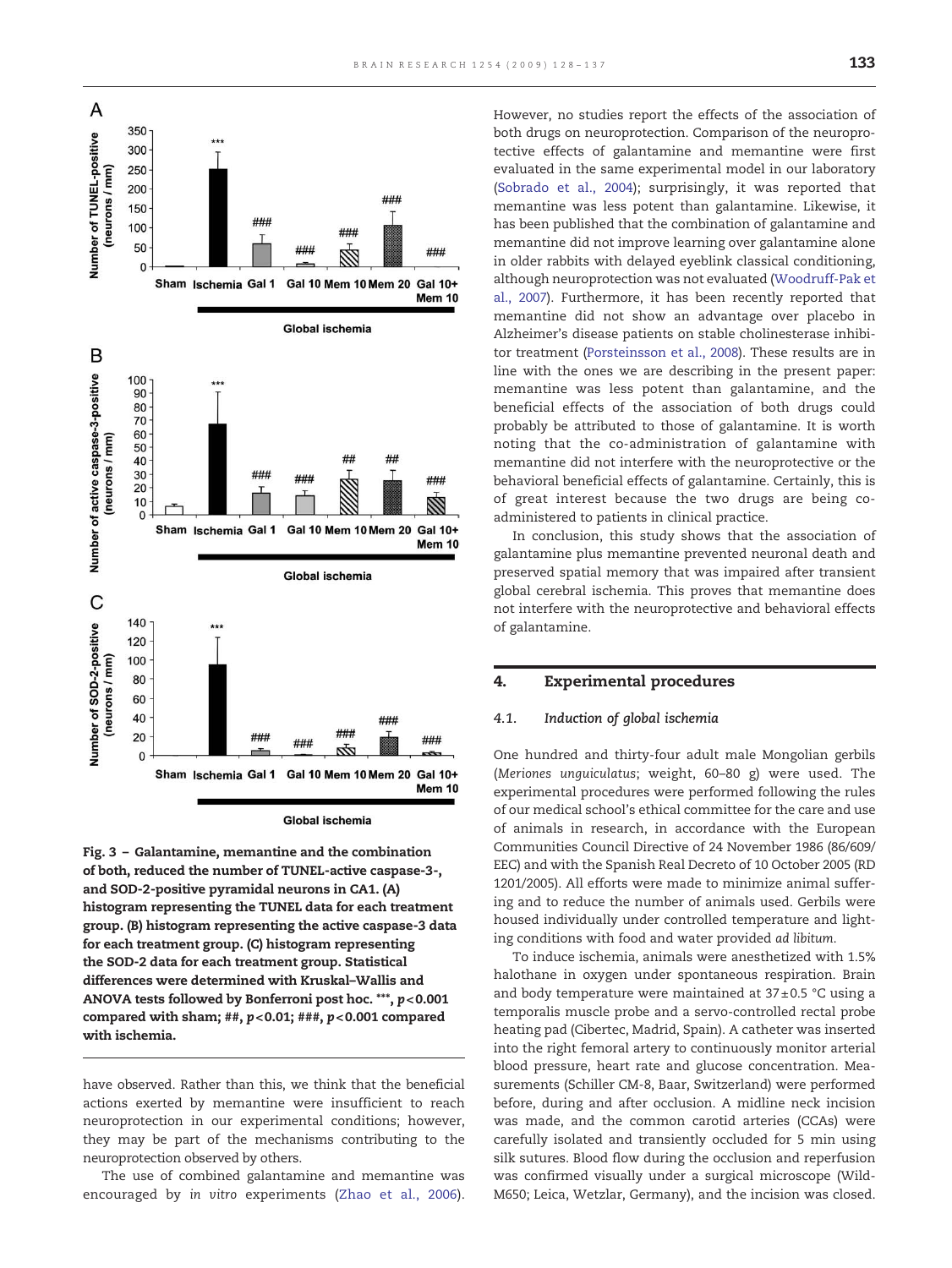Fig. 3 – Galantamine, memantine and the combination of both, reduced the number of TUNEL-active caspase-3-, and SOD-2-positive pyramidal neurons in CA1. (A) histogram representing the TUNEL data for each treatment group. (B) histogram representing the active caspase-3 data for each treatment group. (C) histogram representing the SOD-2 data for each treatment group. Statistical differences were determined with Kruskal–Wallis and ANOVA tests followed by Bonferroni post hoc. ***, $p<0.001$ compared with sham; ##, $p<0.01$; ###, $p<0.001$ compared with ischemia.

have observed. Rather than this, we think that the beneficial actions exerted by memantine were insufficient to reach neuroprotection in our experimental conditions; however, they may be part of the mechanisms contributing to the neuroprotection observed by others.

The use of combined galantamine and memantine was encouraged by *in vitro* experiments (Zhao et al., 2006). However, no studies report the effects of the association of both drugs on neuroprotection. Comparison of the neuroprotective effects of galantamine and memantine were first evaluated in the same experimental model in our laboratory (Sobrado et al., 2004); surprisingly, it was reported that memantine was less potent than galantamine. Likewise, it has been published that the combination of galantamine and memantine did not improve learning over galantamine alone in older rabbits with delayed eyeblink classical conditioning, although neuroprotection was not evaluated (Woodruff-Pak et al., 2007). Furthermore, it has been recently reported that memantine did not show an advantage over placebo in Alzheimer's disease patients on stable cholinesterase inhibitor treatment (Porsteinsson et al., 2008). These results are in line with the ones we are describing in the present paper: memantine was less potent than galantamine, and the beneficial effects of the association of both drugs could probably be attributed to those of galantamine. It is worth noting that the co-administration of galantamine with memantine did not interfere with the neuroprotective or the behavioral beneficial effects of galantamine. Certainly, this is of great interest because the two drugs are being co-administered to patients in clinical practice.

In conclusion, this study shows that the association of galantamine plus memantine prevented neuronal death and preserved spatial memory that was impaired after transient global cerebral ischemia. This proves that memantine does not interfere with the neuroprotective and behavioral effects of galantamine.

## 4. Experimental procedures

### 4.1. Induction of global ischemia

One hundred and thirty-four adult male Mongolian gerbils (*Meriones unguiculatus*; weight, 60–80 g) were used. The experimental procedures were performed following the rules of our medical school's ethical committee for the care and use of animals in research, in accordance with the European Communities Council Directive of 24 November 1986 (86/609/EEC) and with the Spanish Real Decreto of 10 October 2005 (RD 1201/2005). All efforts were made to minimize animal suffering and to reduce the number of animals used. Gerbils were housed individually under controlled temperature and lighting conditions with food and water provided *ad libitum*.

To induce ischemia, animals were anesthetized with 1.5% halothane in oxygen under spontaneous respiration. Brain and body temperature were maintained at 37±0.5 °C using a temporalis muscle probe and a servo-controlled rectal probe heating pad (Cibertec, Madrid, Spain). A catheter was inserted into the right femoral artery to continuously monitor arterial blood pressure, heart rate and glucose concentration. Measurements (Schiller CM-8, Baar, Switzerland) were performed before, during and after occlusion. A midline neck incision was made, and the common carotid arteries (CCAs) were carefully isolated and transiently occluded for 5 min using silk sutures. Blood flow during the occlusion and reperfusion was confirmed visually under a surgical microscope (Wild-M650; Leica, Wetzlar, Germany), and the incision was closed.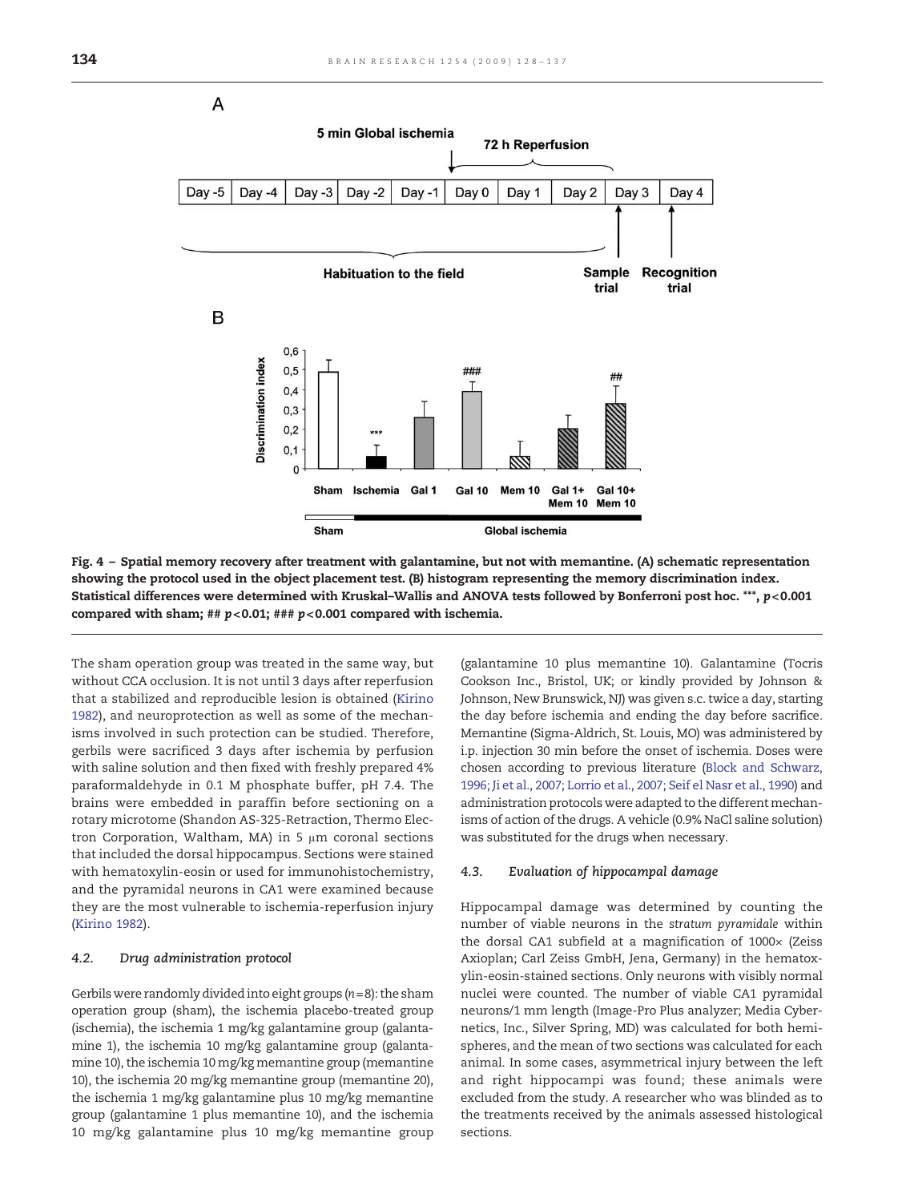Fig. 4 – Spatial memory recovery after treatment with galantamine, but not with memantine. (A) schematic representation showing the protocol used in the object placement test. (B) histogram representing the memory discrimination index. Statistical differences were determined with Kruskal–Wallis and ANOVA tests followed by Bonferroni post hoc. ***, $p<0.001$ compared with sham; ## $p<0.01$; ### $p<0.001$ compared with ischemia.

The sham operation group was treated in the same way, but without CCA occlusion. It is not until 3 days after reperfusion that a stabilized and reproducible lesion is obtained (Kirino 1982), and neuroprotection as well as some of the mechanisms involved in such protection can be studied. Therefore, gerbils were sacrificed 3 days after ischemia by perfusion with saline solution and then fixed with freshly prepared 4% paraformaldehyde in 0.1 M phosphate buffer, pH 7.4. The brains were embedded in paraffin before sectioning on a rotary microtome (Shandon AS-325-Retraction, Thermo Electron Corporation, Waltham, MA) in 5 μm coronal sections that included the dorsal hippocampus. Sections were stained with hematoxylin-eosin or used for immunohistochemistry, and the pyramidal neurons in CA1 were examined because they are the most vulnerable to ischemia-reperfusion injury (Kirino 1982).

### 4.2. Drug administration protocol

Gerbils were randomly divided into eight groups ($n=8$): the sham operation group (sham), the ischemia placebo-treated group (ischemia), the ischemia 1 mg/kg galantamine group (galantamine 1), the ischemia 10 mg/kg galantamine group (galantamine 10), the ischemia 10 mg/kg memantine group (memantine 10), the ischemia 20 mg/kg memantine group (memantine 20), the ischemia 1 mg/kg galantamine plus 10 mg/kg memantine group (galantamine 1 plus memantine 10), and the ischemia 10 mg/kg galantamine plus 10 mg/kg memantine group (galantamine 10 plus memantine 10). Galantamine (Tocris Cookson Inc., Bristol, UK; or kindly provided by Johnson & Johnson, New Brunswick, NJ) was given s.c. twice a day, starting the day before ischemia and ending the day before sacrifice. Memantine (Sigma-Aldrich, St. Louis, MO) was administered by i.p. injection 30 min before the onset of ischemia. Doses were chosen according to previous literature (Block and Schwarz, 1996; Ji et al., 2007; Lorrio et al., 2007; Seif el Nasr et al., 1990) and administration protocols were adapted to the different mechanisms of action of the drugs. A vehicle (0.9% NaCl saline solution) was substituted for the drugs when necessary.

### 4.3. Evaluation of hippocampal damage

Hippocampal damage was determined by counting the number of viable neurons in the *stratum pyramidale* within the dorsal CA1 subfield at a magnification of 1000× (Zeiss Axioplan; Carl Zeiss GmbH, Jena, Germany) in the hematoxylin-eosin-stained sections. Only neurons with visibly normal nuclei were counted. The number of viable CA1 pyramidal neurons/1 mm length (Image-Pro Plus analyzer; Media Cybernetics, Inc., Silver Spring, MD) was calculated for both hemispheres, and the mean of two sections was calculated for each animal. In some cases, asymmetrical injury between the left and right hippocampi was found; these animals were excluded from the study. A researcher who was blinded as to the treatments received by the animals assessed histological sections.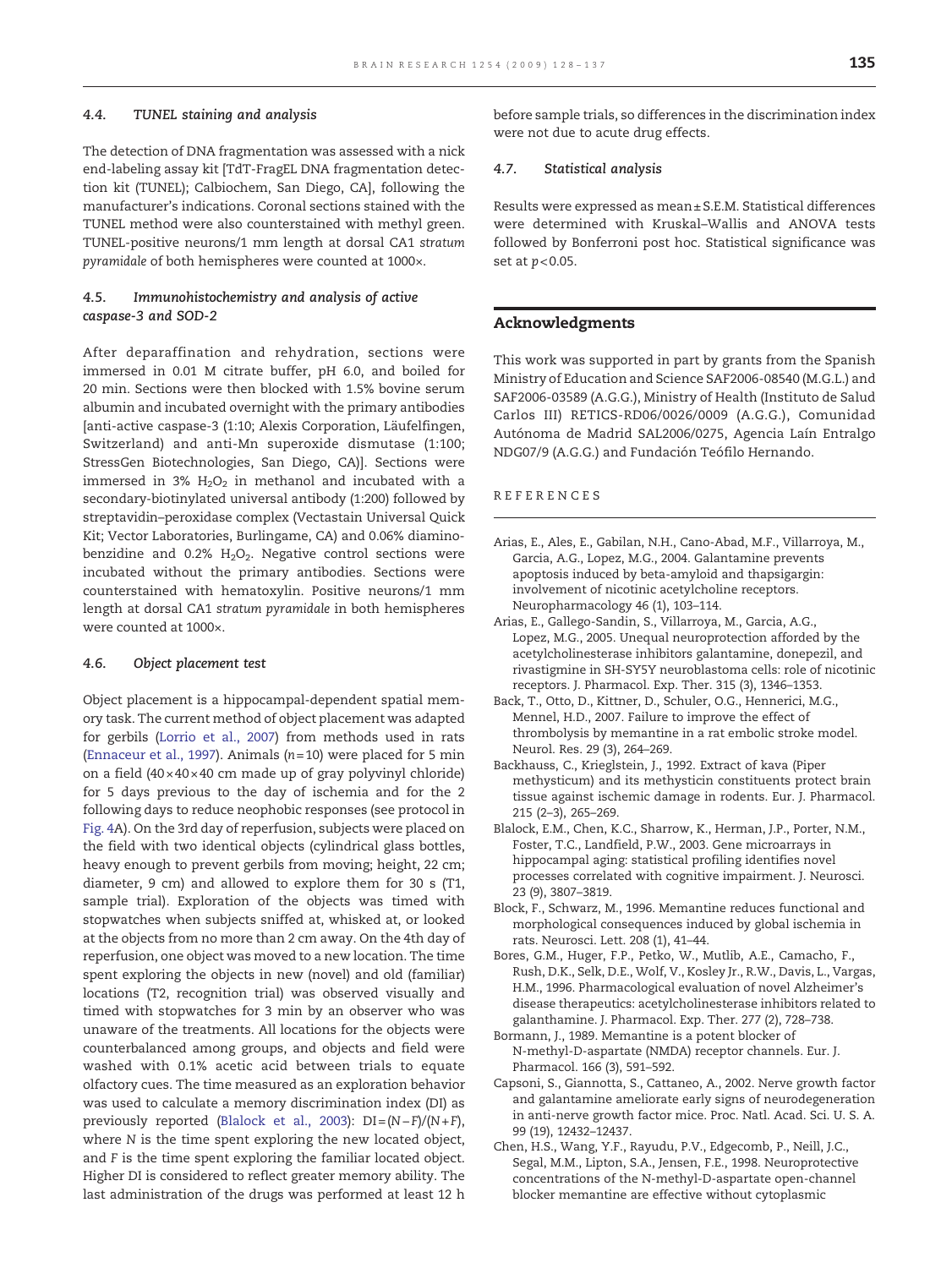### 4.4. TUNEL staining and analysis

The detection of DNA fragmentation was assessed with a nick end-labeling assay kit [TdT-FragEL DNA fragmentation detection kit (TUNEL); Calbiochem, San Diego, CA], following the manufacturer's indications. Coronal sections stained with the TUNEL method were also counterstained with methyl green. TUNEL-positive neurons/1 mm length at dorsal CA1 *stratum pyramidale* of both hemispheres were counted at 1000×.

### 4.5. Immunohistochemistry and analysis of active caspase-3 and SOD-2

After deparaffination and rehydration, sections were immersed in 0.01 M citrate buffer, pH 6.0, and boiled for 20 min. Sections were then blocked with 1.5% bovine serum albumin and incubated overnight with the primary antibodies [anti-active caspase-3 (1:10; Alexis Corporation, Läufelfingen, Switzerland) and anti-Mn superoxide dismutase (1:100; StressGen Biotechnologies, San Diego, CA)]. Sections were immersed in 3% $H_2O_2$ in methanol and incubated with a secondary-biotinylated universal antibody (1:200) followed by streptavidin–peroxidase complex (Vectastain Universal Quick Kit; Vector Laboratories, Burlingame, CA) and 0.06% diaminobenzidine and 0.2% $H_2O_2$. Negative control sections were incubated without the primary antibodies. Sections were counterstained with hematoxylin. Positive neurons/1 mm length at dorsal CA1 *stratum pyramidale* in both hemispheres were counted at 1000×.

### 4.6. Object placement test

Object placement is a hippocampal-dependent spatial memory task. The current method of object placement was adapted for gerbils (Lorrio et al., 2007) from methods used in rats (Ennaceur et al., 1997). Animals ($n=10$) were placed for 5 min on a field (40×40×40 cm made up of gray polyvinyl chloride) for 5 days previous to the day of ischemia and for the 2 following days to reduce neophobic responses (see protocol in Fig. 4A). On the 3rd day of reperfusion, subjects were placed on the field with two identical objects (cylindrical glass bottles, heavy enough to prevent gerbils from moving; height, 22 cm; diameter, 9 cm) and allowed to explore them for 30 s (T1, sample trial). Exploration of the objects was timed with stopwatches when subjects sniffed at, whisked at, or looked at the objects from no more than 2 cm away. On the 4th day of reperfusion, one object was moved to a new location. The time spent exploring the objects in new (novel) and old (familiar) locations (T2, recognition trial) was observed visually and timed with stopwatches for 3 min by an observer who was unaware of the treatments. All locations for the objects were counterbalanced among groups, and objects and field were washed with 0.1% acetic acid between trials to equate olfactory cues. The time measured as an exploration behavior was used to calculate a memory discrimination index (DI) as previously reported (Blalock et al., 2003): $DI=(N-F)/(N+F)$, where $N$ is the time spent exploring the new located object, and $F$ is the time spent exploring the familiar located object. Higher DI is considered to reflect greater memory ability. The last administration of the drugs was performed at least 12 h before sample trials, so differences in the discrimination index were not due to acute drug effects.

### 4.7. Statistical analysis

Results were expressed as mean±S.E.M. Statistical differences were determined with Kruskal–Wallis and ANOVA tests followed by Bonferroni post hoc. Statistical significance was set at $p<0.05$.

## Acknowledgments

This work was supported in part by grants from the Spanish Ministry of Education and Science SAF2006-08540 (M.G.L.) and SAF2006-03589 (A.G.G.), Ministry of Health (Instituto de Salud Carlos III) RETICS-RD06/0026/0009 (A.G.G.), Comunidad Autónoma de Madrid SAL2006/0275, Agencia Laín Entralgo NDG07/9 (A.G.G.) and Fundación Teófilo Hernando.

## REFERENCES

Arias, E., Ales, E., Gabilan, N.H., Cano-Abad, M.F., Villarroya, M., Garcia, A.G., Lopez, M.G., 2004. Galantamine prevents apoptosis induced by beta-amyloid and thapsigargin: involvement of nicotinic acetylcholine receptors. Neuropharmacology 46 (1), 103–114.

Arias, E., Gallego-Sandin, S., Villarroya, M., Garcia, A.G., Lopez, M.G., 2005. Unequal neuroprotection afforded by the acetylcholinesterase inhibitors galantamine, donepezil, and rivastigmine in SH-SY5Y neuroblastoma cells: role of nicotinic receptors. J. Pharmacol. Exp. Ther. 315 (3), 1346–1353.

Back, T., Otto, D., Kittner, D., Schuler, O.G., Hennerici, M.G., Mennel, H.D., 2007. Failure to improve the effect of thrombolysis by memantine in a rat embolic stroke model. Neurol. Res. 29 (3), 264–269.

Backhauss, C., Krieglstein, J., 1992. Extract of kava (Piper methysticum) and its methysticin constituents protect brain tissue against ischemic damage in rodents. Eur. J. Pharmacol. 215 (2–3), 265–269.

Blalock, E.M., Chen, K.C., Sharrow, K., Herman, J.P., Porter, N.M., Foster, T.C., Landfield, P.W., 2003. Gene microarrays in hippocampal aging: statistical profiling identifies novel processes correlated with cognitive impairment. J. Neurosci. 23 (9), 3807–3819.

Block, F., Schwarz, M., 1996. Memantine reduces functional and morphological consequences induced by global ischemia in rats. Neurosci. Lett. 208 (1), 41–44.

Bores, G.M., Huger, F.P., Petko, W., Mutlib, A.E., Camacho, F., Rush, D.K., Selk, D.E., Wolf, V., Kosley Jr., R.W., Davis, L., Vargas, H.M., 1996. Pharmacological evaluation of novel Alzheimer's disease therapeutics: acetylcholinesterase inhibitors related to galanthamine. J. Pharmacol. Exp. Ther. 277 (2), 728–738.

Bormann, J., 1989. Memantine is a potent blocker of N-methyl-D-aspartate (NMDA) receptor channels. Eur. J. Pharmacol. 166 (3), 591–592.

Capsoni, S., Giannotta, S., Cattaneo, A., 2002. Nerve growth factor and galantamine ameliorate early signs of neurodegeneration in anti-nerve growth factor mice. Proc. Natl. Acad. Sci. U. S. A. 99 (19), 12432–12437.

Chen, H.S., Wang, Y.F., Rayudu, P.V., Edgecomb, P., Neill, J.C., Segal, M.M., Lipton, S.A., Jensen, F.E., 1998. Neuroprotective concentrations of the N-methyl-D-aspartate open-channel blocker memantine are effective without cytoplasmic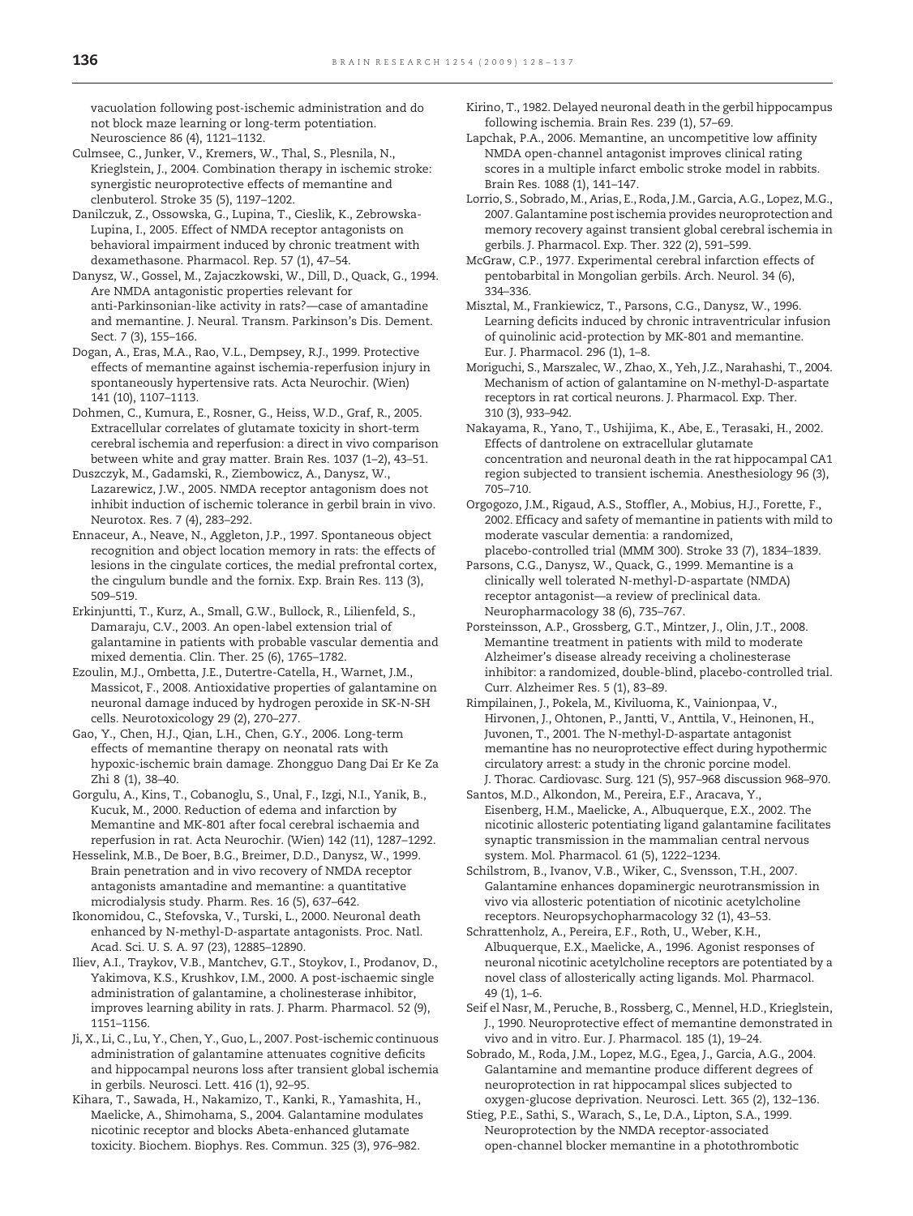vacuolation following post-ischemic administration and do not block maze learning or long-term potentiation. Neuroscience 86 (4), 1121–1132.

Culmsee, C., Junker, V., Kremers, W., Thal, S., Plesnila, N., Krieglstein, J., 2004. Combination therapy in ischemic stroke: synergistic neuroprotective effects of memantine and clenbuterol. Stroke 35 (5), 1197–1202.

Danilczuk, Z., Ossowska, G., Lupina, T., Cieslik, K., Zebrowska-Lupina, I., 2005. Effect of NMDA receptor antagonists on behavioral impairment induced by chronic treatment with dexamethasone. Pharmacol. Rep. 57 (1), 47–54.

Danysz, W., Gossel, M., Zajaczkowski, W., Dill, D., Quack, G., 1994. Are NMDA antagonistic properties relevant for anti-Parkinsonian-like activity in rats?—case of amantadine and memantine. J. Neural. Transm. Parkinson's Dis. Dement. Sect. 7 (3), 155–166.

Dogan, A., Eras, M.A., Rao, V.L., Dempsey, R.J., 1999. Protective effects of memantine against ischemia-reperfusion injury in spontaneously hypertensive rats. Acta Neurochir. (Wien) 141 (10), 1107–1113.

Dohmen, C., Kumura, E., Rosner, G., Heiss, W.D., Graf, R., 2005. Extracellular correlates of glutamate toxicity in short-term cerebral ischemia and reperfusion: a direct in vivo comparison between white and gray matter. Brain Res. 1037 (1–2), 43–51.

Duszczyk, M., Gadamski, R., Ziembowicz, A., Danysz, W., Lazarewicz, J.W., 2005. NMDA receptor antagonism does not inhibit induction of ischemic tolerance in gerbil brain in vivo. Neurotox. Res. 7 (4), 283–292.

Ennaceur, A., Neave, N., Aggleton, J.P., 1997. Spontaneous object recognition and object location memory in rats: the effects of lesions in the cingulate cortices, the medial prefrontal cortex, the cingulum bundle and the fornix. Exp. Brain Res. 113 (3), 509–519.

Erkinjuntti, T., Kurz, A., Small, G.W., Bullock, R., Lilienfeld, S., Damaraju, C.V., 2003. An open-label extension trial of galantamine in patients with probable vascular dementia and mixed dementia. Clin. Ther. 25 (6), 1765–1782.

Ezoulin, M.J., Ombetta, J.E., Dutertre-Catella, H., Warnet, J.M., Massicot, F., 2008. Antioxidative properties of galantamine on neuronal damage induced by hydrogen peroxide in SK-N-SH cells. Neurotoxicology 29 (2), 270–277.

Gao, Y., Chen, H.J., Qian, L.H., Chen, G.Y., 2006. Long-term effects of memantine therapy on neonatal rats with hypoxic-ischemic brain damage. Zhongguo Dang Dai Er Ke Za Zhi 8 (1), 38–40.

Gorgulu, A., Kins, T., Cobanoglu, S., Unal, F., Izgi, N.I., Yanik, B., Kucuk, M., 2000. Reduction of edema and infarction by Memantine and MK-801 after focal cerebral ischaemia and reperfusion in rat. Acta Neurochir. (Wien) 142 (11), 1287–1292.

Hesselink, M.B., De Boer, B.G., Breimer, D.D., Danysz, W., 1999. Brain penetration and in vivo recovery of NMDA receptor antagonists amantadine and memantine: a quantitative microdialysis study. Pharm. Res. 16 (5), 637–642.

Ikonomidou, C., Stefovska, V., Turski, L., 2000. Neuronal death enhanced by N-methyl-D-aspartate antagonists. Proc. Natl. Acad. Sci. U. S. A. 97 (23), 12885–12890.

Iliev, A.I., Traykov, V.B., Mantchev, G.T., Stoykov, I., Prodanov, D., Yakimova, K.S., Krushkov, I.M., 2000. A post-ischaemic single administration of galantamine, a cholinesterase inhibitor, improves learning ability in rats. J. Pharm. Pharmacol. 52 (9), 1151–1156.

Ji, X., Li, C., Lu, Y., Chen, Y., Guo, L., 2007. Post-ischemic continuous administration of galantamine attenuates cognitive deficits and hippocampal neurons loss after transient global ischemia in gerbils. Neurosci. Lett. 416 (1), 92–95.

Kihara, T., Sawada, H., Nakamizo, T., Kanki, R., Yamashita, H., Maelicke, A., Shimohama, S., 2004. Galantamine modulates nicotinic receptor and blocks Abeta-enhanced glutamate toxicity. Biochem. Biophys. Res. Commun. 325 (3), 976–982.

Kirino, T., 1982. Delayed neuronal death in the gerbil hippocampus following ischemia. Brain Res. 239 (1), 57–69.

Lapchak, P.A., 2006. Memantine, an uncompetitive low affinity NMDA open-channel antagonist improves clinical rating scores in a multiple infarct embolic stroke model in rabbits. Brain Res. 1088 (1), 141–147.

Lorrio, S., Sobrado, M., Arias, E., Roda, J.M., Garcia, A.G., Lopez, M.G., 2007. Galantamine post ischemia provides neuroprotection and memory recovery against transient global cerebral ischemia in gerbils. J. Pharmacol. Exp. Ther. 322 (2), 591–599.

McGraw, C.P., 1977. Experimental cerebral infarction effects of pentobarbital in Mongolian gerbils. Arch. Neurol. 34 (6), 334–336.

Misztal, M., Frankiewicz, T., Parsons, C.G., Danysz, W., 1996. Learning deficits induced by chronic intraventricular infusion of quinolinic acid-protection by MK-801 and memantine. Eur. J. Pharmacol. 296 (1), 1–8.

Moriguchi, S., Marszalec, W., Zhao, X., Yeh, J.Z., Narahashi, T., 2004. Mechanism of action of galantamine on N-methyl-D-aspartate receptors in rat cortical neurons. J. Pharmacol. Exp. Ther. 310 (3), 933–942.

Nakayama, R., Yano, T., Ushijima, K., Abe, E., Terasaki, H., 2002. Effects of dantrolene on extracellular glutamate concentration and neuronal death in the rat hippocampal CA1 region subjected to transient ischemia. Anesthesiology 96 (3), 705–710.

Orgogozo, J.M., Rigaud, A.S., Stoffler, A., Mobius, H.J., Forette, F., 2002. Efficacy and safety of memantine in patients with mild to moderate vascular dementia: a randomized, placebo-controlled trial (MMM 300). Stroke 33 (7), 1834–1839.

Parsons, C.G., Danysz, W., Quack, G., 1999. Memantine is a clinically well tolerated N-methyl-D-aspartate (NMDA) receptor antagonist—a review of preclinical data. Neuropharmacology 38 (6), 735–767.

Porsteinsson, A.P., Grossberg, G.T., Mintzer, J., Olin, J.T., 2008. Memantine treatment in patients with mild to moderate Alzheimer's disease already receiving a cholinesterase inhibitor: a randomized, double-blind, placebo-controlled trial. Curr. Alzheimer Res. 5 (1), 83–89.

Rimpilainen, J., Pokela, M., Kiviluoma, K., Vainionpaa, V., Hirvonen, J., Ohtonen, P., Jantti, V., Anttila, V., Heinonen, H., Juvonen, T., 2001. The N-methyl-D-aspartate antagonist memantine has no neuroprotective effect during hypothermic circulatory arrest: a study in the chronic porcine model. J. Thorac. Cardiovasc. Surg. 121 (5), 957–968 discussion 968–970.

Santos, M.D., Alkondon, M., Pereira, E.F., Aracava, Y., Eisenberg, H.M., Maelicke, A., Albuquerque, E.X., 2002. The nicotinic allosteric potentiating ligand galantamine facilitates synaptic transmission in the mammalian central nervous system. Mol. Pharmacol. 61 (5), 1222–1234.

Schilstrom, B., Ivanov, V.B., Wiker, C., Svensson, T.H., 2007. Galantamine enhances dopaminergic neurotransmission in vivo via allosteric potentiation of nicotinic acetylcholine receptors. Neuropsychopharmacology 32 (1), 43–53.

Schrattenholz, A., Pereira, E.F., Roth, U., Weber, K.H., Albuquerque, E.X., Maelicke, A., 1996. Agonist responses of neuronal nicotinic acetylcholine receptors are potentiated by a novel class of allosterically acting ligands. Mol. Pharmacol. 49 (1), 1–6.

Seif el Nasr, M., Peruche, B., Rossberg, C., Mennel, H.D., Krieglstein, J., 1990. Neuroprotective effect of memantine demonstrated in vivo and in vitro. Eur. J. Pharmacol. 185 (1), 19–24.

Sobrado, M., Roda, J.M., Lopez, M.G., Egea, J., Garcia, A.G., 2004. Galantamine and memantine produce different degrees of neuroprotection in rat hippocampal slices subjected to oxygen-glucose deprivation. Neurosci. Lett. 365 (2), 132–136.

Stieg, P.E., Sathi, S., Warach, S., Le, D.A., Lipton, S.A., 1999. Neuroprotection by the NMDA receptor-associated open-channel blocker memantine in a photothrombotic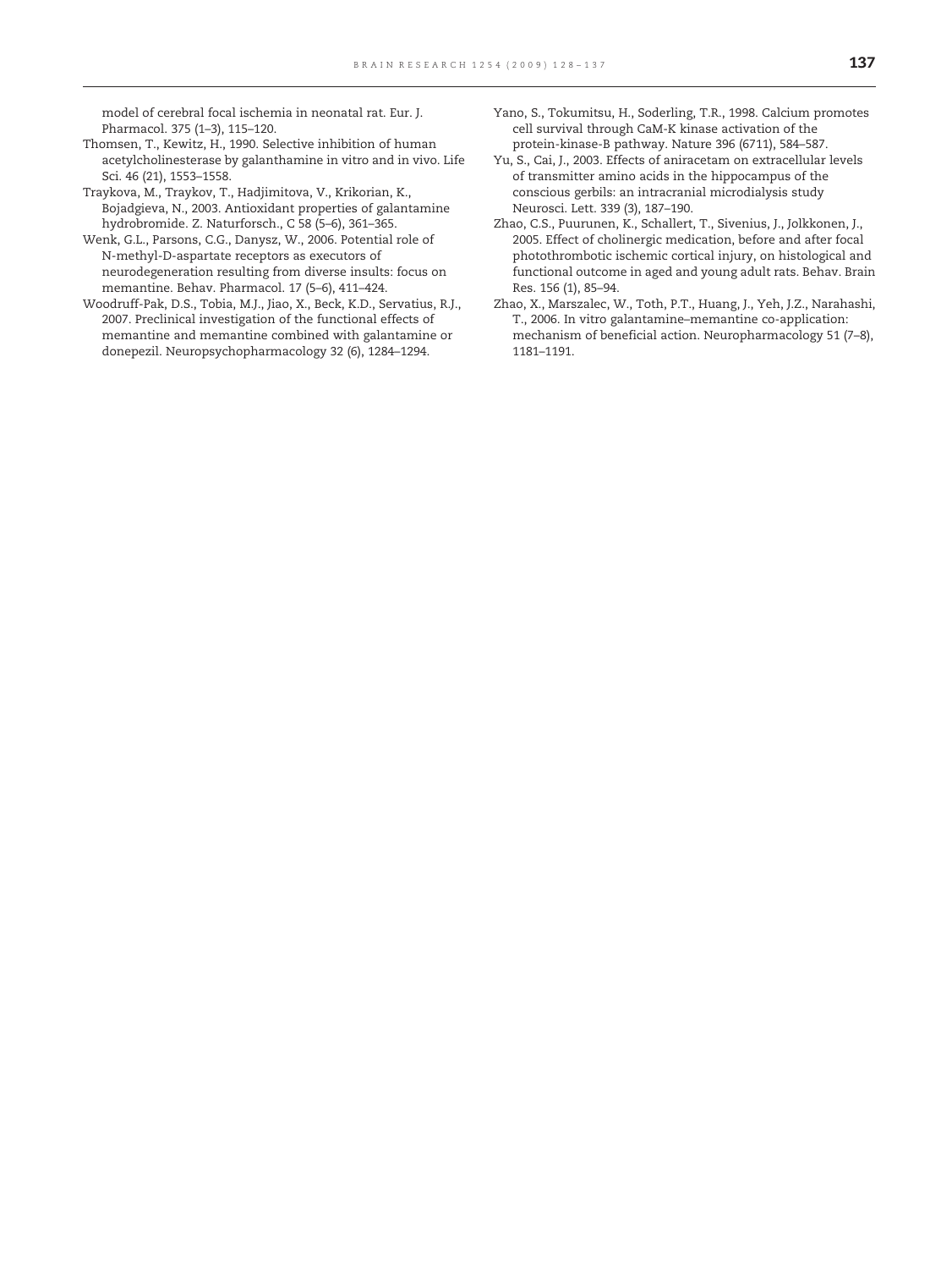model of cerebral focal ischemia in neonatal rat. Eur. J. Pharmacol. 375 (1–3), 115–120.

Thomsen, T., Kewitz, H., 1990. Selective inhibition of human acetylcholinesterase by galanthamine in vitro and in vivo. Life Sci. 46 (21), 1553–1558.

Traykova, M., Traykov, T., Hadjimitova, V., Krikorian, K., Bojadgieva, N., 2003. Antioxidant properties of galantamine hydrobromide. Z. Naturforsch., C 58 (5–6), 361–365.

Wenk, G.L., Parsons, C.G., Danysz, W., 2006. Potential role of N-methyl-D-aspartate receptors as executors of neurodegeneration resulting from diverse insults: focus on memantine. Behav. Pharmacol. 17 (5–6), 411–424.

Woodruff-Pak, D.S., Tobia, M.J., Jiao, X., Beck, K.D., Servatius, R.J., 2007. Preclinical investigation of the functional effects of memantine and memantine combined with galantamine or donepezil. Neuropsychopharmacology 32 (6), 1284–1294.

Yano, S., Tokumitsu, H., Soderling, T.R., 1998. Calcium promotes cell survival through CaM-K kinase activation of the protein-kinase-B pathway. Nature 396 (6711), 584–587.

Yu, S., Cai, J., 2003. Effects of aniracetam on extracellular levels of transmitter amino acids in the hippocampus of the conscious gerbils: an intracranial microdialysis study Neurosci. Lett. 339 (3), 187–190.

Zhao, C.S., Puurunen, K., Schallert, T., Sivenius, J., Jolkkonen, J., 2005. Effect of cholinergic medication, before and after focal photothrombotic ischemic cortical injury, on histological and functional outcome in aged and young adult rats. Behav. Brain Res. 156 (1), 85–94.

Zhao, X., Marszalec, W., Toth, P.T., Huang, J., Yeh, J.Z., Narahashi, T., 2006. In vitro galantamine–memantine co-application: mechanism of beneficial action. Neuropharmacology 51 (7–8), 1181–1191.